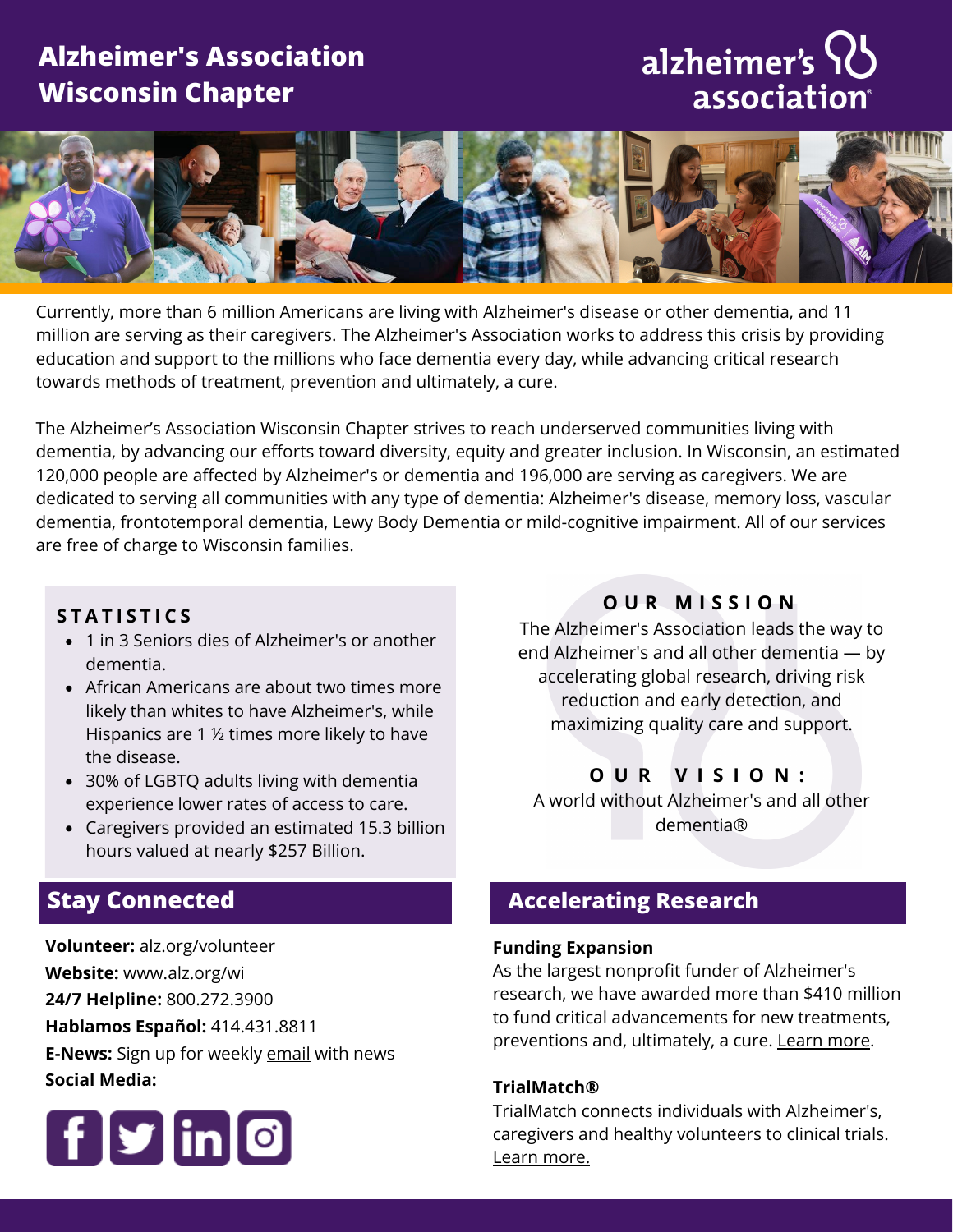# Alzheimer's Association Wisconsin Chapter

Currently, more than 6 million Americans are living with Alzheimer's disease or other dementia, and 11 million are serving as their caregivers. The Alzheimer's Association works to address this crisis by providing education and support to the millions who face dementia every day, while advancing critical research towards methods of treatment, prevention and ultimately, a cure.

The Alzheimer's Association Wisconsin Chapter strives to reach underserved communities living with dementia, by advancing our efforts toward diversity, equity and greater inclusion. In Wisconsin, an estimated 120,000 people are affected by Alzheimer's or dementia and 196,000 are serving as caregivers. We are dedicated to serving all communities with any type of dementia: Alzheimer's disease, memory loss, vascular dementia, frontotemporal dementia, Lewy Body Dementia or mild-cognitive impairment. All of our services are free of charge to Wisconsin families.

### STATISTICS

- 1 in 3 Seniors dies of Alzheimer's or another dementia.
- African Americans are about two times more likely than whites to have Alzheimer's, while Hispanics are 1 ½ times more likely to have the disease.
- 30% of LGBTQ adults living with dementia experience lower rates of access to care.
- Caregivers provided an estimated 15.3 billion hours valued at nearly $257 Billion.

### OUR MISSION

The Alzheimer's Association leads the way to end Alzheimer's and all other dementia — by accelerating global research, driving risk reduction and early detection, and maximizing quality care and support.

### OUR VISION:

A world without Alzheimer's and all other dementia®

## Stay Connected

**Volunteer:** alz.org/volunteer
**Website:** www.alz.org/wi
**24/7 Helpline:** 800.272.3900
**Hablamos Español:** 414.431.8811
**E-News:** Sign up for weekly email with news
**Social Media:**

## Accelerating Research

**Funding Expansion**
As the largest nonprofit funder of Alzheimer's research, we have awarded more than $410 million to fund critical advancements for new treatments, preventions and, ultimately, a cure. Learn more.

**TrialMatch®**
TrialMatch connects individuals with Alzheimer's, caregivers and healthy volunteers to clinical trials. Learn more.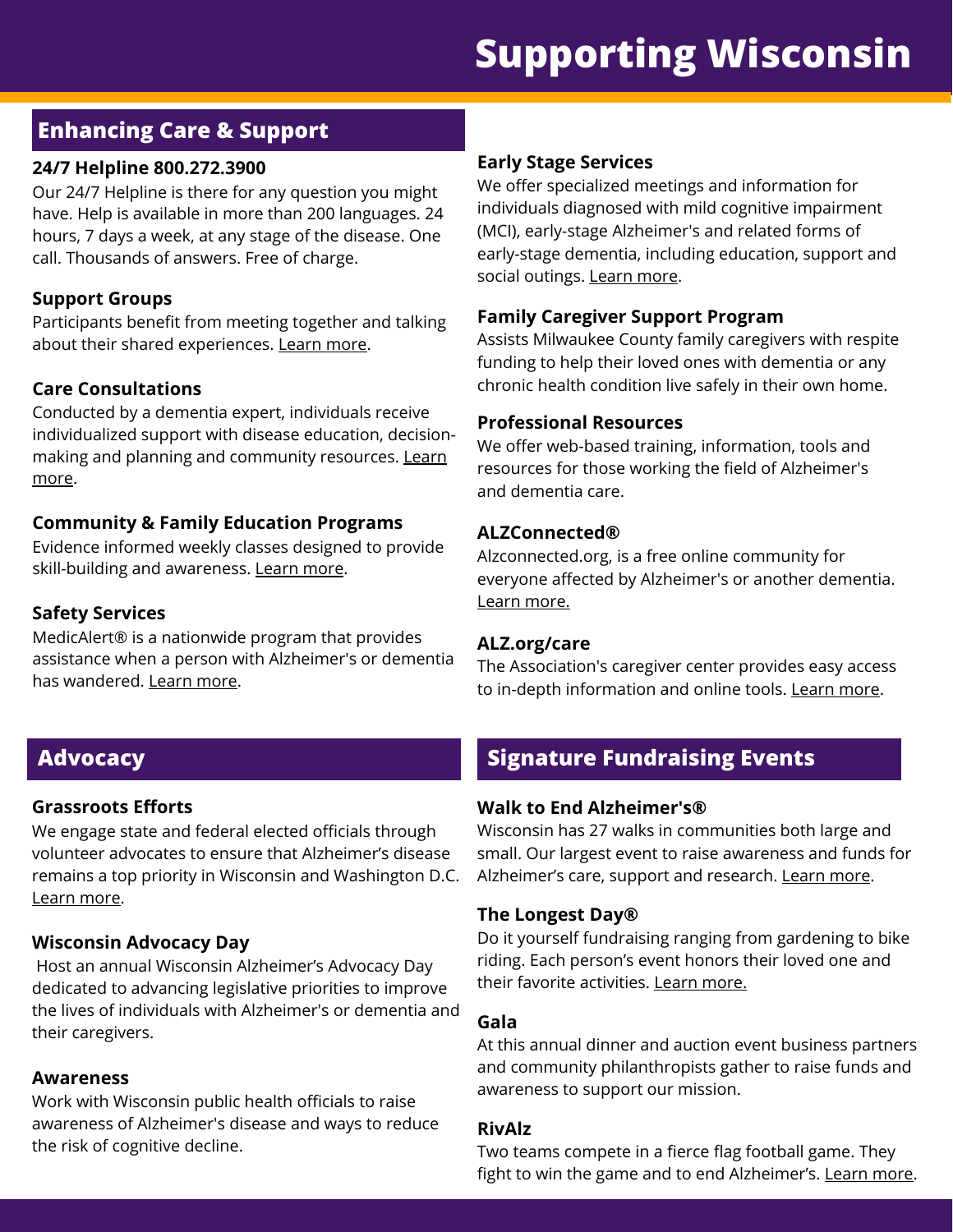# Supporting Wisconsin

## Enhancing Care & Support

### 24/7 Helpline 800.272.3900

Our 24/7 Helpline is there for any question you might have. Help is available in more than 200 languages. 24 hours, 7 days a week, at any stage of the disease. One call. Thousands of answers. Free of charge.

### Support Groups

Participants benefit from meeting together and talking about their shared experiences. Learn more.

### Care Consultations

Conducted by a dementia expert, individuals receive individualized support with disease education, decision-making and planning and community resources. Learn more.

### Community & Family Education Programs

Evidence informed weekly classes designed to provide skill-building and awareness. Learn more.

### Safety Services

MedicAlert® is a nationwide program that provides assistance when a person with Alzheimer's or dementia has wandered. Learn more.

### Early Stage Services

We offer specialized meetings and information for individuals diagnosed with mild cognitive impairment (MCI), early-stage Alzheimer's and related forms of early-stage dementia, including education, support and social outings. Learn more.

### Family Caregiver Support Program

Assists Milwaukee County family caregivers with respite funding to help their loved ones with dementia or any chronic health condition live safely in their own home.

### Professional Resources

We offer web-based training, information, tools and resources for those working the field of Alzheimer's and dementia care.

### ALZConnected®

Alzconnected.org, is a free online community for everyone affected by Alzheimer's or another dementia. Learn more.

### ALZ.org/care

The Association's caregiver center provides easy access to in-depth information and online tools. Learn more.

## Advocacy

### Grassroots Efforts

We engage state and federal elected officials through volunteer advocates to ensure that Alzheimer's disease remains a top priority in Wisconsin and Washington D.C. Learn more.

### Wisconsin Advocacy Day

Host an annual Wisconsin Alzheimer's Advocacy Day dedicated to advancing legislative priorities to improve the lives of individuals with Alzheimer's or dementia and their caregivers.

### Awareness

Work with Wisconsin public health officials to raise awareness of Alzheimer's disease and ways to reduce the risk of cognitive decline.

## Signature Fundraising Events

### Walk to End Alzheimer's®

Wisconsin has 27 walks in communities both large and small. Our largest event to raise awareness and funds for Alzheimer's care, support and research. Learn more.

### The Longest Day®

Do it yourself fundraising ranging from gardening to bike riding. Each person's event honors their loved one and their favorite activities. Learn more.

### Gala

At this annual dinner and auction event business partners and community philanthropists gather to raise funds and awareness to support our mission.

### RivAlz

Two teams compete in a fierce flag football game. They fight to win the game and to end Alzheimer's. Learn more.